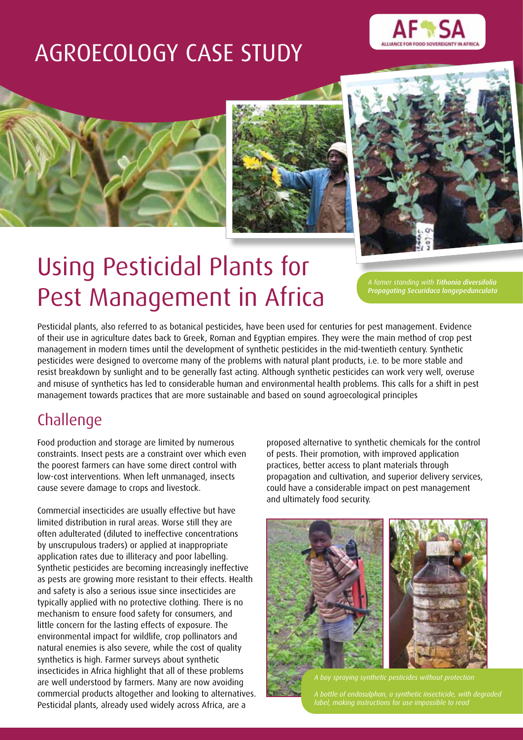# AGROECOLOGY CASE STUDY

# Using Pesticidal Plants for Pest Management in Africa

*A famer standing with **Tithonia diversifolia***
*Propagating **Securidaca longepedunculata***

Pesticidal plants, also referred to as botanical pesticides, have been used for centuries for pest management. Evidence of their use in agriculture dates back to Greek, Roman and Egyptian empires. They were the main method of crop pest management in modern times until the development of synthetic pesticides in the mid-twentieth century. Synthetic pesticides were designed to overcome many of the problems with natural plant products, i.e. to be more stable and resist breakdown by sunlight and to be generally fast acting. Although synthetic pesticides can work very well, overuse and misuse of synthetics has led to considerable human and environmental health problems. This calls for a shift in pest management towards practices that are more sustainable and based on sound agroecological principles

## Challenge

Food production and storage are limited by numerous constraints. Insect pests are a constraint over which even the poorest farmers can have some direct control with low-cost interventions. When left unmanaged, insects cause severe damage to crops and livestock.

Commercial insecticides are usually effective but have limited distribution in rural areas. Worse still they are often adulterated (diluted to ineffective concentrations by unscrupulous traders) or applied at inappropriate application rates due to illiteracy and poor labelling. Synthetic pesticides are becoming increasingly ineffective as pests are growing more resistant to their effects. Health and safety is also a serious issue since insecticides are typically applied with no protective clothing. There is no mechanism to ensure food safety for consumers, and little concern for the lasting effects of exposure. The environmental impact for wildlife, crop pollinators and natural enemies is also severe, while the cost of quality synthetics is high. Farmer surveys about synthetic insecticides in Africa highlight that all of these problems are well understood by farmers. Many are now avoiding commercial products altogether and looking to alternatives. Pesticidal plants, already used widely across Africa, are a proposed alternative to synthetic chemicals for the control of pests. Their promotion, with improved application practices, better access to plant materials through propagation and cultivation, and superior delivery services, could have a considerable impact on pest management and ultimately food security.

*A boy spraying synthetic pesticides without protection*

*A bottle of endosulphan, a synthetic insecticide, with degraded label, making instructions for use impossible to read*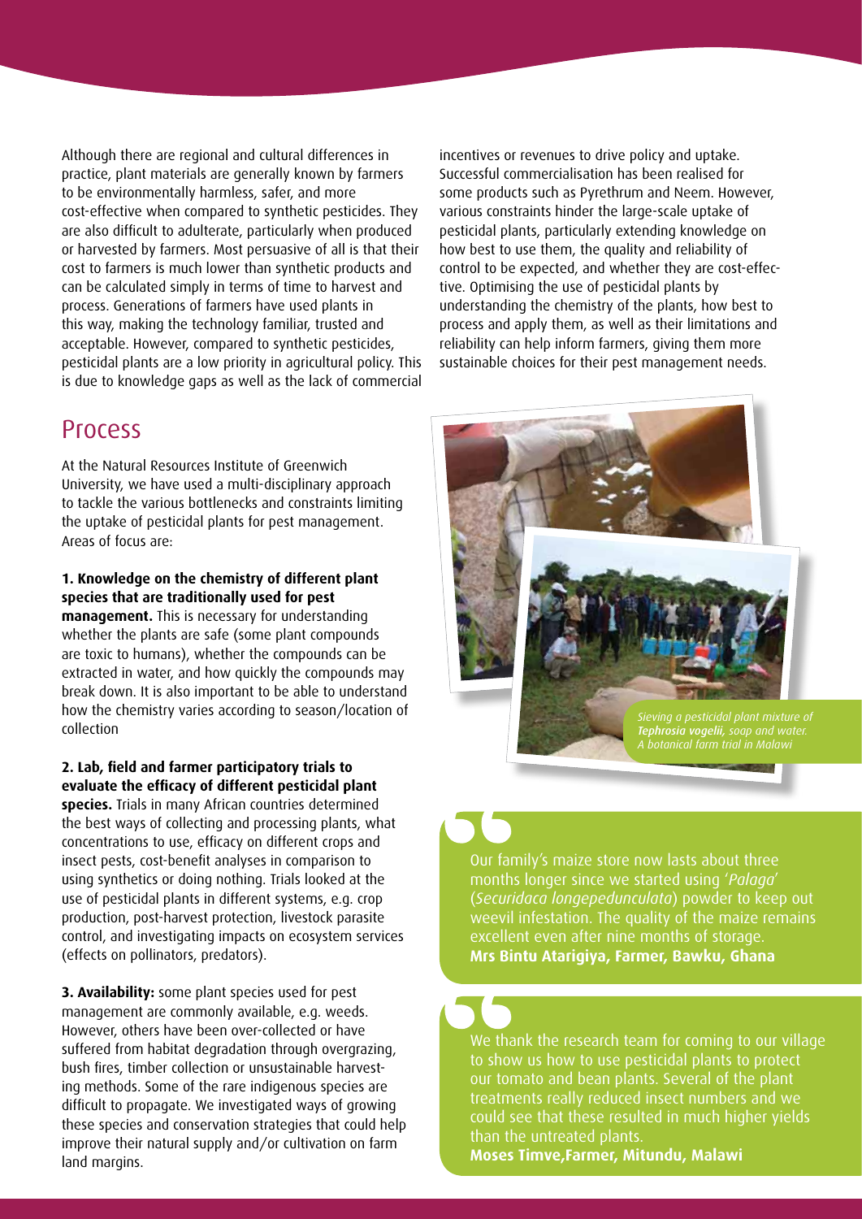Although there are regional and cultural differences in practice, plant materials are generally known by farmers to be environmentally harmless, safer, and more cost-effective when compared to synthetic pesticides. They are also difficult to adulterate, particularly when produced or harvested by farmers. Most persuasive of all is that their cost to farmers is much lower than synthetic products and can be calculated simply in terms of time to harvest and process. Generations of farmers have used plants in this way, making the technology familiar, trusted and acceptable. However, compared to synthetic pesticides, pesticidal plants are a low priority in agricultural policy. This is due to knowledge gaps as well as the lack of commercial incentives or revenues to drive policy and uptake. Successful commercialisation has been realised for some products such as Pyrethrum and Neem. However, various constraints hinder the large-scale uptake of pesticidal plants, particularly extending knowledge on how best to use them, the quality and reliability of control to be expected, and whether they are cost-effective. Optimising the use of pesticidal plants by understanding the chemistry of the plants, how best to process and apply them, as well as their limitations and reliability can help inform farmers, giving them more sustainable choices for their pest management needs.

## Process

At the Natural Resources Institute of Greenwich University, we have used a multi-disciplinary approach to tackle the various bottlenecks and constraints limiting the uptake of pesticidal plants for pest management. Areas of focus are:

**1. Knowledge on the chemistry of different plant species that are traditionally used for pest management.** This is necessary for understanding whether the plants are safe (some plant compounds are toxic to humans), whether the compounds can be extracted in water, and how quickly the compounds may break down. It is also important to be able to understand how the chemistry varies according to season/location of collection

**2. Lab, field and farmer participatory trials to evaluate the efficacy of different pesticidal plant species.** Trials in many African countries determined the best ways of collecting and processing plants, what concentrations to use, efficacy on different crops and insect pests, cost-benefit analyses in comparison to using synthetics or doing nothing. Trials looked at the use of pesticidal plants in different systems, e.g. crop production, post-harvest protection, livestock parasite control, and investigating impacts on ecosystem services (effects on pollinators, predators).

**3. Availability:** some plant species used for pest management are commonly available, e.g. weeds. However, others have been over-collected or have suffered from habitat degradation through overgrazing, bush fires, timber collection or unsustainable harvesting methods. Some of the rare indigenous species are difficult to propagate. We investigated ways of growing these species and conservation strategies that could help improve their natural supply and/or cultivation on farm land margins.

*Sieving a pesticidal plant mixture of **Tephrosia vogelii**, soap and water.*
*A botanical farm trial in Malawi*

> Our family's maize store now lasts about three months longer since we started using '*Palaga*' (*Securidaca longepedunculata*) powder to keep out weevil infestation. The quality of the maize remains excellent even after nine months of storage.
> **Mrs Bintu Atarigiya, Farmer, Bawku, Ghana**

> We thank the research team for coming to our village to show us how to use pesticidal plants to protect our tomato and bean plants. Several of the plant treatments really reduced insect numbers and we could see that these resulted in much higher yields than the untreated plants.
> **Moses Timve,Farmer, Mitundu, Malawi**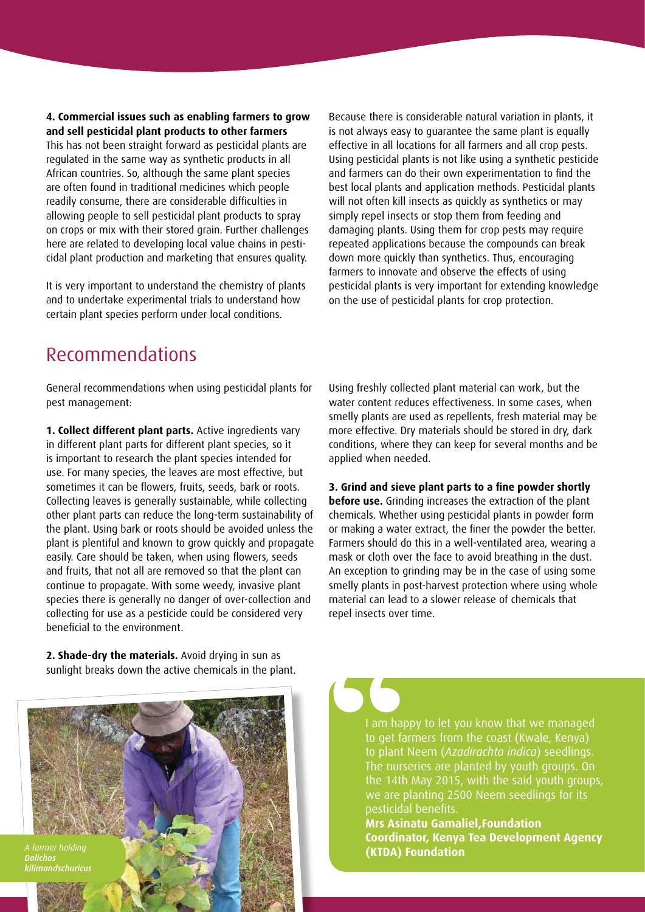**4. Commercial issues such as enabling farmers to grow and sell pesticidal plant products to other farmers**
This has not been straight forward as pesticidal plants are regulated in the same way as synthetic products in all African countries. So, although the same plant species are often found in traditional medicines which people readily consume, there are considerable difficulties in allowing people to sell pesticidal plant products to spray on crops or mix with their stored grain. Further challenges here are related to developing local value chains in pesticidal plant production and marketing that ensures quality.

It is very important to understand the chemistry of plants and to undertake experimental trials to understand how certain plant species perform under local conditions.

Because there is considerable natural variation in plants, it is not always easy to guarantee the same plant is equally effective in all locations for all farmers and all crop pests. Using pesticidal plants is not like using a synthetic pesticide and farmers can do their own experimentation to find the best local plants and application methods. Pesticidal plants will not often kill insects as quickly as synthetics or may simply repel insects or stop them from feeding and damaging plants. Using them for crop pests may require repeated applications because the compounds can break down more quickly than synthetics. Thus, encouraging farmers to innovate and observe the effects of using pesticidal plants is very important for extending knowledge on the use of pesticidal plants for crop protection.

## Recommendations

General recommendations when using pesticidal plants for pest management:

**1. Collect different plant parts.** Active ingredients vary in different plant parts for different plant species, so it is important to research the plant species intended for use. For many species, the leaves are most effective, but sometimes it can be flowers, fruits, seeds, bark or roots. Collecting leaves is generally sustainable, while collecting other plant parts can reduce the long-term sustainability of the plant. Using bark or roots should be avoided unless the plant is plentiful and known to grow quickly and propagate easily. Care should be taken, when using flowers, seeds and fruits, that not all are removed so that the plant can continue to propagate. With some weedy, invasive plant species there is generally no danger of over-collection and collecting for use as a pesticide could be considered very beneficial to the environment.

**2. Shade-dry the materials.** Avoid drying in sun as sunlight breaks down the active chemicals in the plant. Using freshly collected plant material can work, but the water content reduces effectiveness. In some cases, when smelly plants are used as repellents, fresh material may be more effective. Dry materials should be stored in dry, dark conditions, where they can keep for several months and be applied when needed.

**3. Grind and sieve plant parts to a fine powder shortly before use.** Grinding increases the extraction of the plant chemicals. Whether using pesticidal plants in powder form or making a water extract, the finer the powder the better. Farmers should do this in a well-ventilated area, wearing a mask or cloth over the face to avoid breathing in the dust. An exception to grinding may be in the case of using some smelly plants in post-harvest protection where using whole material can lead to a slower release of chemicals that repel insects over time.

*A farmer holding Dolichos kilimandschuricus*

> I am happy to let you know that we managed to get farmers from the coast (Kwale, Kenya) to plant Neem (*Azadirachta indica*) seedlings. The nurseries are planted by youth groups. On the 14th May 2015, with the said youth groups, we are planting 2500 Neem seedlings for its pesticidal benefits.
>
> **Mrs Asinatu Gamaliel, Foundation Coordinator, Kenya Tea Development Agency (KTDA) Foundation**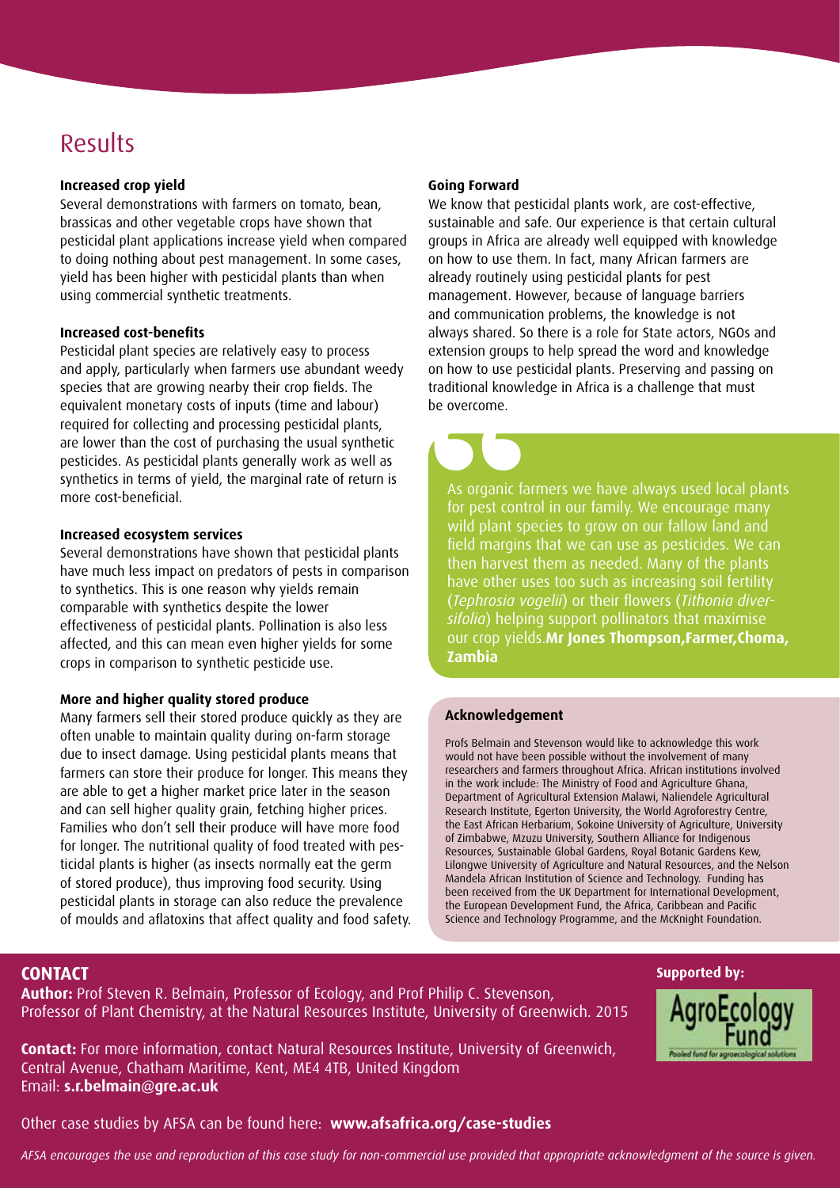# Results

**Increased crop yield**

Several demonstrations with farmers on tomato, bean, brassicas and other vegetable crops have shown that pesticidal plant applications increase yield when compared to doing nothing about pest management. In some cases, yield has been higher with pesticidal plants than when using commercial synthetic treatments.

**Increased cost-benefits**

Pesticidal plant species are relatively easy to process and apply, particularly when farmers use abundant weedy species that are growing nearby their crop fields. The equivalent monetary costs of inputs (time and labour) required for collecting and processing pesticidal plants, are lower than the cost of purchasing the usual synthetic pesticides. As pesticidal plants generally work as well as synthetics in terms of yield, the marginal rate of return is more cost-beneficial.

**Increased ecosystem services**

Several demonstrations have shown that pesticidal plants have much less impact on predators of pests in comparison to synthetics. This is one reason why yields remain comparable with synthetics despite the lower effectiveness of pesticidal plants. Pollination is also less affected, and this can mean even higher yields for some crops in comparison to synthetic pesticide use.

**More and higher quality stored produce**

Many farmers sell their stored produce quickly as they are often unable to maintain quality during on-farm storage due to insect damage. Using pesticidal plants means that farmers can store their produce for longer. This means they are able to get a higher market price later in the season and can sell higher quality grain, fetching higher prices. Families who don't sell their produce will have more food for longer. The nutritional quality of food treated with pesticidal plants is higher (as insects normally eat the germ of stored produce), thus improving food security. Using pesticidal plants in storage can also reduce the prevalence of moulds and aflatoxins that affect quality and food safety.

**Going Forward**

We know that pesticidal plants work, are cost-effective, sustainable and safe. Our experience is that certain cultural groups in Africa are already well equipped with knowledge on how to use them. In fact, many African farmers are already routinely using pesticidal plants for pest management. However, because of language barriers and communication problems, the knowledge is not always shared. So there is a role for State actors, NGOs and extension groups to help spread the word and knowledge on how to use pesticidal plants. Preserving and passing on traditional knowledge in Africa is a challenge that must be overcome.

> As organic farmers we have always used local plants for pest control in our family. We encourage many wild plant species to grow on our fallow land and field margins that we can use as pesticides. We can then harvest them as needed. Many of the plants have other uses too such as increasing soil fertility (*Tephrosia vogelii*) or their flowers (*Tithonia diversifolia*) helping support pollinators that maximise our crop yields.**Mr Jones Thompson,Farmer,Choma, Zambia**

**Acknowledgement**

Profs Belmain and Stevenson would like to acknowledge this work would not have been possible without the involvement of many researchers and farmers throughout Africa. African institutions involved in the work include: The Ministry of Food and Agriculture Ghana, Department of Agricultural Extension Malawi, Naliendele Agricultural Research Institute, Egerton University, the World Agroforestry Centre, the East African Herbarium, Sokoine University of Agriculture, University of Zimbabwe, Mzuzu University, Southern Alliance for Indigenous Resources, Sustainable Global Gardens, Royal Botanic Gardens Kew, Lilongwe University of Agriculture and Natural Resources, and the Nelson Mandela African Institution of Science and Technology. Funding has been received from the UK Department for International Development, the European Development Fund, the Africa, Caribbean and Pacific Science and Technology Programme, and the McKnight Foundation.

## CONTACT

**Author:** Prof Steven R. Belmain, Professor of Ecology, and Prof Philip C. Stevenson, Professor of Plant Chemistry, at the Natural Resources Institute, University of Greenwich. 2015

**Contact:** For more information, contact Natural Resources Institute, University of Greenwich, Central Avenue, Chatham Maritime, Kent, ME4 4TB, United Kingdom
Email: **s.r.belmain@gre.ac.uk**

**Supported by:**

AgroEcology Fund
Pooled fund for agroecological solutions

Other case studies by AFSA can be found here: **www.afsafrica.org/case-studies**

*AFSA encourages the use and reproduction of this case study for non-commercial use provided that appropriate acknowledgment of the source is given.*